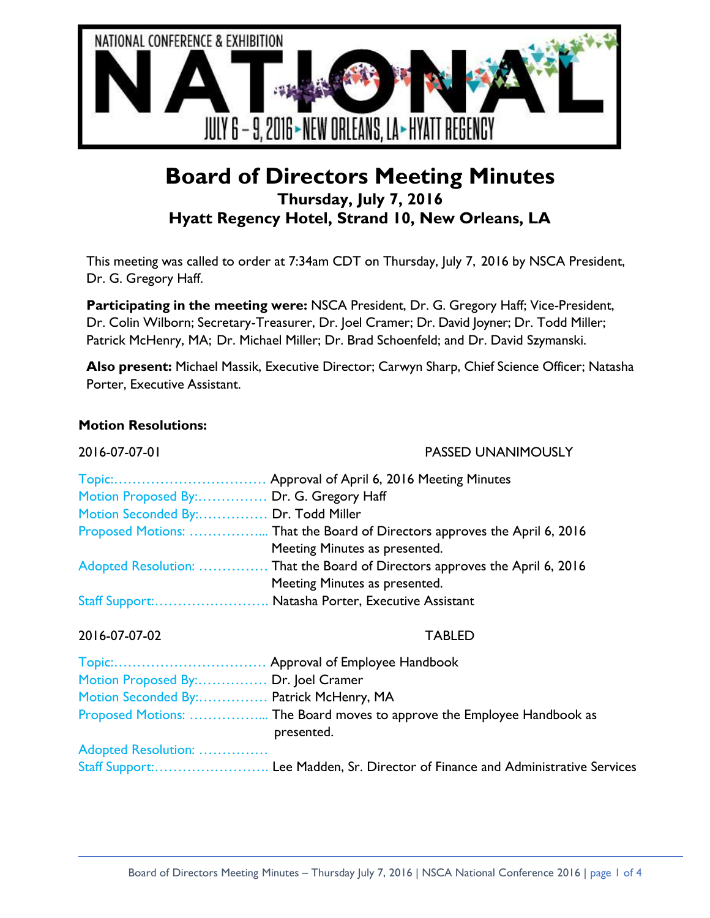NATIONAL CONFERENCE & EXHIBITION

# NATIONAL

JULY 6 – 9, 2016 ▸ NEW ORLEANS, LA ▸ HYATT REGENCY

# Board of Directors Meeting Minutes

### Thursday, July 7, 2016
### Hyatt Regency Hotel, Strand 10, New Orleans, LA

This meeting was called to order at 7:34am CDT on Thursday, July 7, 2016 by NSCA President, Dr. G. Gregory Haff.

**Participating in the meeting were:** NSCA President, Dr. G. Gregory Haff; Vice-President, Dr. Colin Wilborn; Secretary-Treasurer, Dr. Joel Cramer; Dr. David Joyner; Dr. Todd Miller; Patrick McHenry, MA; Dr. Michael Miller; Dr. Brad Schoenfeld; and Dr. David Szymanski.

**Also present:** Michael Massik, Executive Director; Carwyn Sharp, Chief Science Officer; Natasha Porter, Executive Assistant.

**Motion Resolutions:**

2016-07-07-01 PASSED UNANIMOUSLY

Topic:................................ Approval of April 6, 2016 Meeting Minutes
Motion Proposed By:............... Dr. G. Gregory Haff
Motion Seconded By:............... Dr. Todd Miller
Proposed Motions: ................... That the Board of Directors approves the April 6, 2016 Meeting Minutes as presented.
Adopted Resolution: ............... That the Board of Directors approves the April 6, 2016 Meeting Minutes as presented.
Staff Support:......................... Natasha Porter, Executive Assistant

2016-07-07-02 TABLED

Topic:................................ Approval of Employee Handbook
Motion Proposed By:............... Dr. Joel Cramer
Motion Seconded By:............... Patrick McHenry, MA
Proposed Motions: ................... The Board moves to approve the Employee Handbook as presented.
Adopted Resolution: ...............
Staff Support:......................... Lee Madden, Sr. Director of Finance and Administrative Services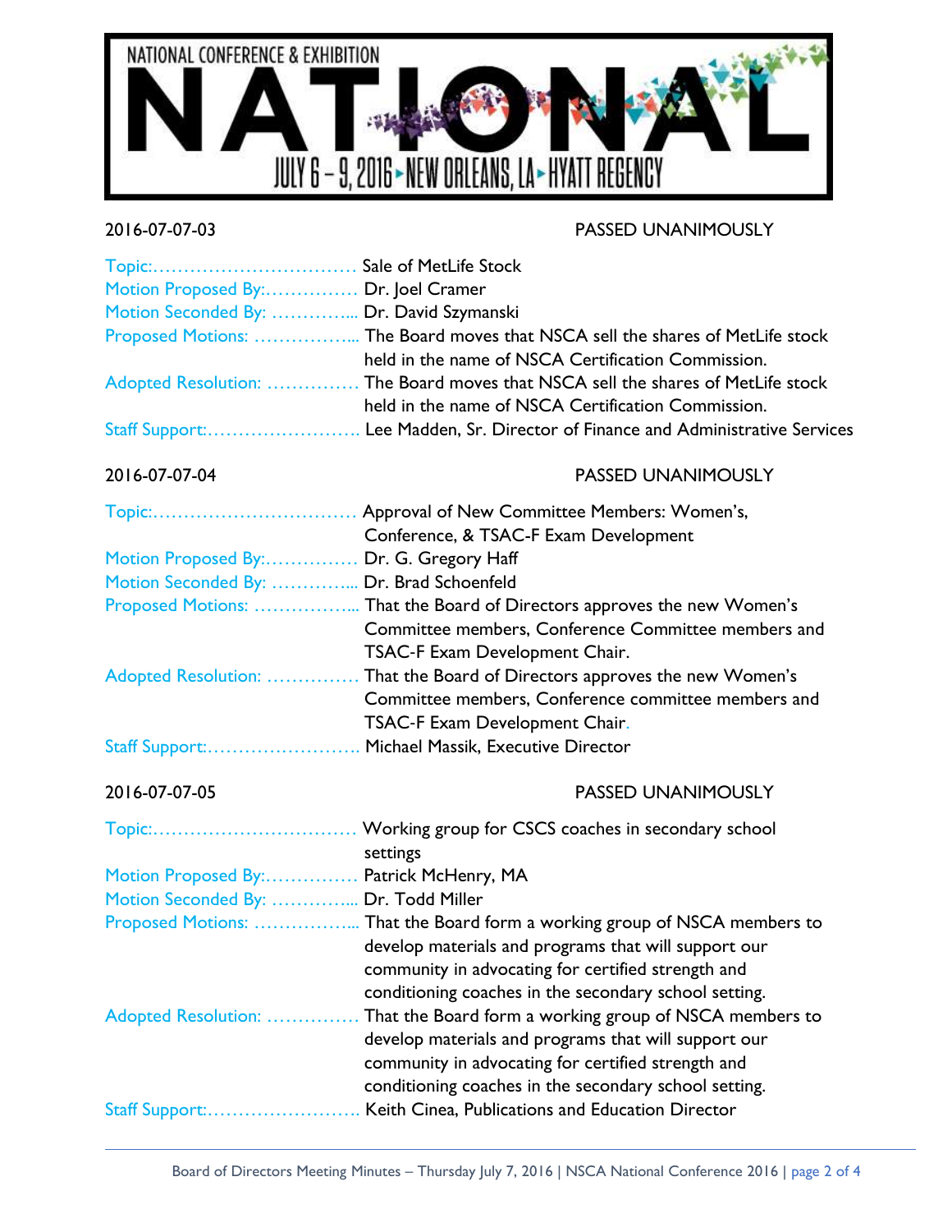NATIONAL CONFERENCE & EXHIBITION

NATIONAL

JULY 6 – 9, 2016 ▸ NEW ORLEANS, LA ▸ HYATT REGENCY

**2016-07-07-03** PASSED UNANIMOUSLY

| | |
|---|---|
| Topic:................................ | Sale of MetLife Stock |
| Motion Proposed By:............... | Dr. Joel Cramer |
| Motion Seconded By: ............... | Dr. David Szymanski |
| Proposed Motions: .................. | The Board moves that NSCA sell the shares of MetLife stock held in the name of NSCA Certification Commission. |
| Adopted Resolution: ............... | The Board moves that NSCA sell the shares of MetLife stock held in the name of NSCA Certification Commission. |
| Staff Support:......................... | Lee Madden, Sr. Director of Finance and Administrative Services |

**2016-07-07-04** PASSED UNANIMOUSLY

| | |
|---|---|
| Topic:................................ | Approval of New Committee Members: Women's, Conference, & TSAC-F Exam Development |
| Motion Proposed By:............... | Dr. G. Gregory Haff |
| Motion Seconded By: ............... | Dr. Brad Schoenfeld |
| Proposed Motions: .................. | That the Board of Directors approves the new Women's Committee members, Conference Committee members and TSAC-F Exam Development Chair. |
| Adopted Resolution: ............... | That the Board of Directors approves the new Women's Committee members, Conference committee members and TSAC-F Exam Development Chair. |
| Staff Support:......................... | Michael Massik, Executive Director |

**2016-07-07-05** PASSED UNANIMOUSLY

| | |
|---|---|
| Topic:................................ | Working group for CSCS coaches in secondary school settings |
| Motion Proposed By:............... | Patrick McHenry, MA |
| Motion Seconded By: ............... | Dr. Todd Miller |
| Proposed Motions: .................. | That the Board form a working group of NSCA members to develop materials and programs that will support our community in advocating for certified strength and conditioning coaches in the secondary school setting. |
| Adopted Resolution: ............... | That the Board form a working group of NSCA members to develop materials and programs that will support our community in advocating for certified strength and conditioning coaches in the secondary school setting. |
| Staff Support:......................... | Keith Cinea, Publications and Education Director |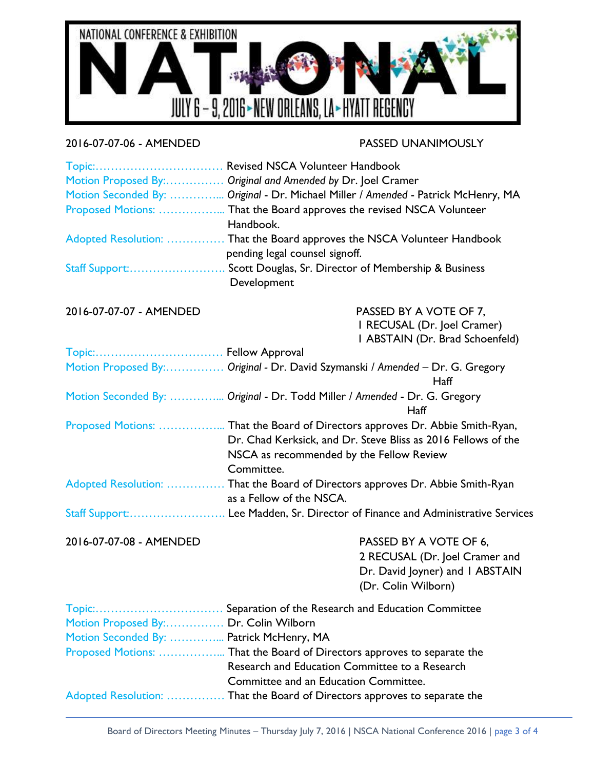2016-07-07-06 - AMENDED — PASSED UNANIMOUSLY

| | |
|---|---|
| Topic: | Revised NSCA Volunteer Handbook |
| Motion Proposed By: | *Original and Amended by* Dr. Joel Cramer |
| Motion Seconded By: | *Original* - Dr. Michael Miller / *Amended* - Patrick McHenry, MA |
| Proposed Motions: | That the Board approves the revised NSCA Volunteer Handbook. |
| Adopted Resolution: | That the Board approves the NSCA Volunteer Handbook pending legal counsel signoff. |
| Staff Support: | Scott Douglas, Sr. Director of Membership & Business Development |

2016-07-07-07 - AMENDED — PASSED BY A VOTE OF 7, 1 RECUSAL (Dr. Joel Cramer) 1 ABSTAIN (Dr. Brad Schoenfeld)

| | |
|---|---|
| Topic: | Fellow Approval |
| Motion Proposed By: | *Original* - Dr. David Szymanski / *Amended* – Dr. G. Gregory Haff |
| Motion Seconded By: | *Original* - Dr. Todd Miller / *Amended* - Dr. G. Gregory Haff |
| Proposed Motions: | That the Board of Directors approves Dr. Abbie Smith-Ryan, Dr. Chad Kerksick, and Dr. Steve Bliss as 2016 Fellows of the NSCA as recommended by the Fellow Review Committee. |
| Adopted Resolution: | That the Board of Directors approves Dr. Abbie Smith-Ryan as a Fellow of the NSCA. |
| Staff Support: | Lee Madden, Sr. Director of Finance and Administrative Services |

2016-07-07-08 - AMENDED — PASSED BY A VOTE OF 6, 2 RECUSAL (Dr. Joel Cramer and Dr. David Joyner) and 1 ABSTAIN (Dr. Colin Wilborn)

| | |
|---|---|
| Topic: | Separation of the Research and Education Committee |
| Motion Proposed By: | Dr. Colin Wilborn |
| Motion Seconded By: | Patrick McHenry, MA |
| Proposed Motions: | That the Board of Directors approves to separate the Research and Education Committee to a Research Committee and an Education Committee. |
| Adopted Resolution: | That the Board of Directors approves to separate the |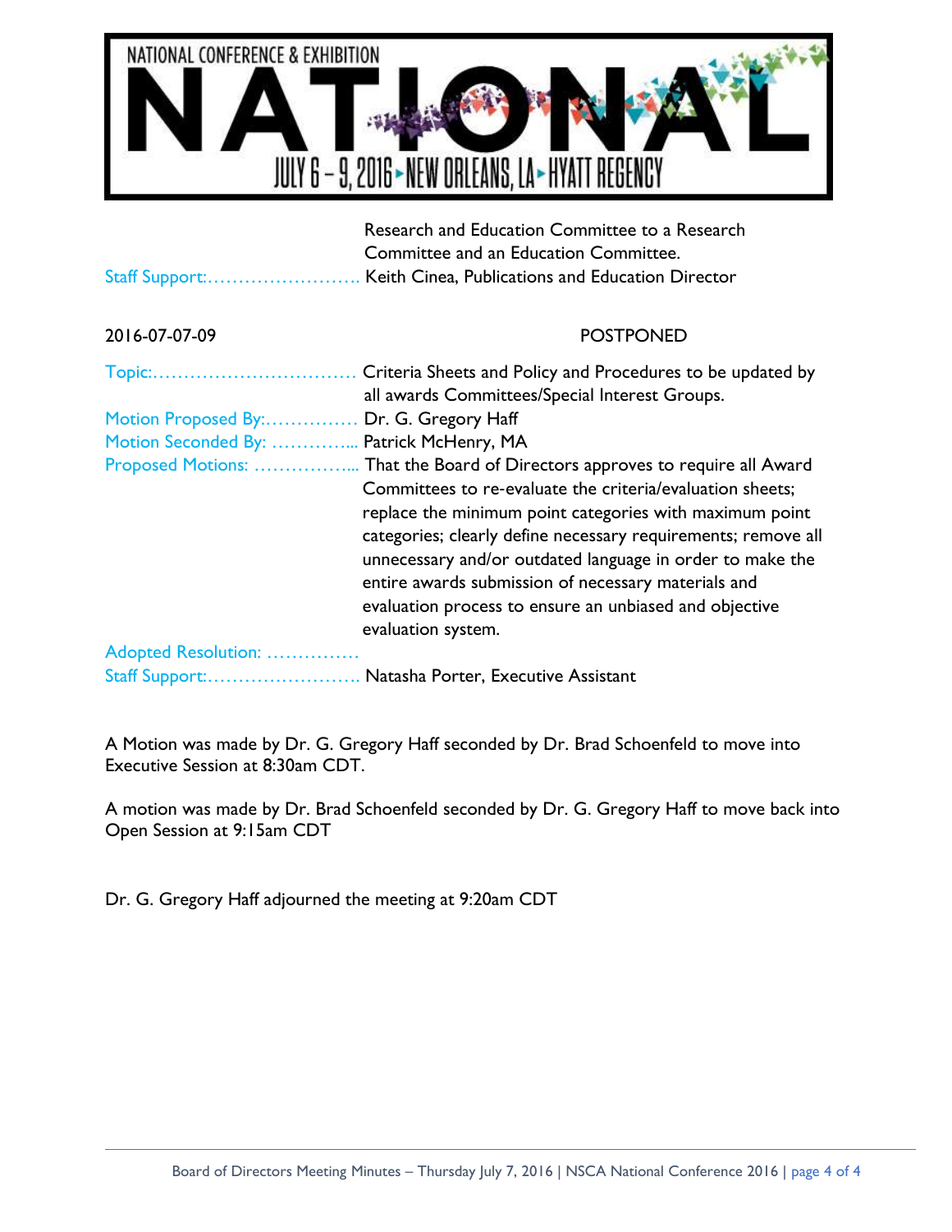NATIONAL CONFERENCE & EXHIBITION

NATIONAL

JULY 6 – 9, 2016 ▸ NEW ORLEANS, LA ▸ HYATT REGENCY

| | |
|---|---|
| | Research and Education Committee to a Research Committee and an Education Committee. |
| Staff Support:……………………. | Keith Cinea, Publications and Education Director |

2016-07-07-09 POSTPONED

| | |
|---|---|
| Topic:…………………………… | Criteria Sheets and Policy and Procedures to be updated by all awards Committees/Special Interest Groups. |
| Motion Proposed By:…………… | Dr. G. Gregory Haff |
| Motion Seconded By: ………….. | Patrick McHenry, MA |
| Proposed Motions: …………….. | That the Board of Directors approves to require all Award Committees to re-evaluate the criteria/evaluation sheets; replace the minimum point categories with maximum point categories; clearly define necessary requirements; remove all unnecessary and/or outdated language in order to make the entire awards submission of necessary materials and evaluation process to ensure an unbiased and objective evaluation system. |
| Adopted Resolution: …………… | |
| Staff Support:……………………. | Natasha Porter, Executive Assistant |

A Motion was made by Dr. G. Gregory Haff seconded by Dr. Brad Schoenfeld to move into Executive Session at 8:30am CDT.

A motion was made by Dr. Brad Schoenfeld seconded by Dr. G. Gregory Haff to move back into Open Session at 9:15am CDT

Dr. G. Gregory Haff adjourned the meeting at 9:20am CDT